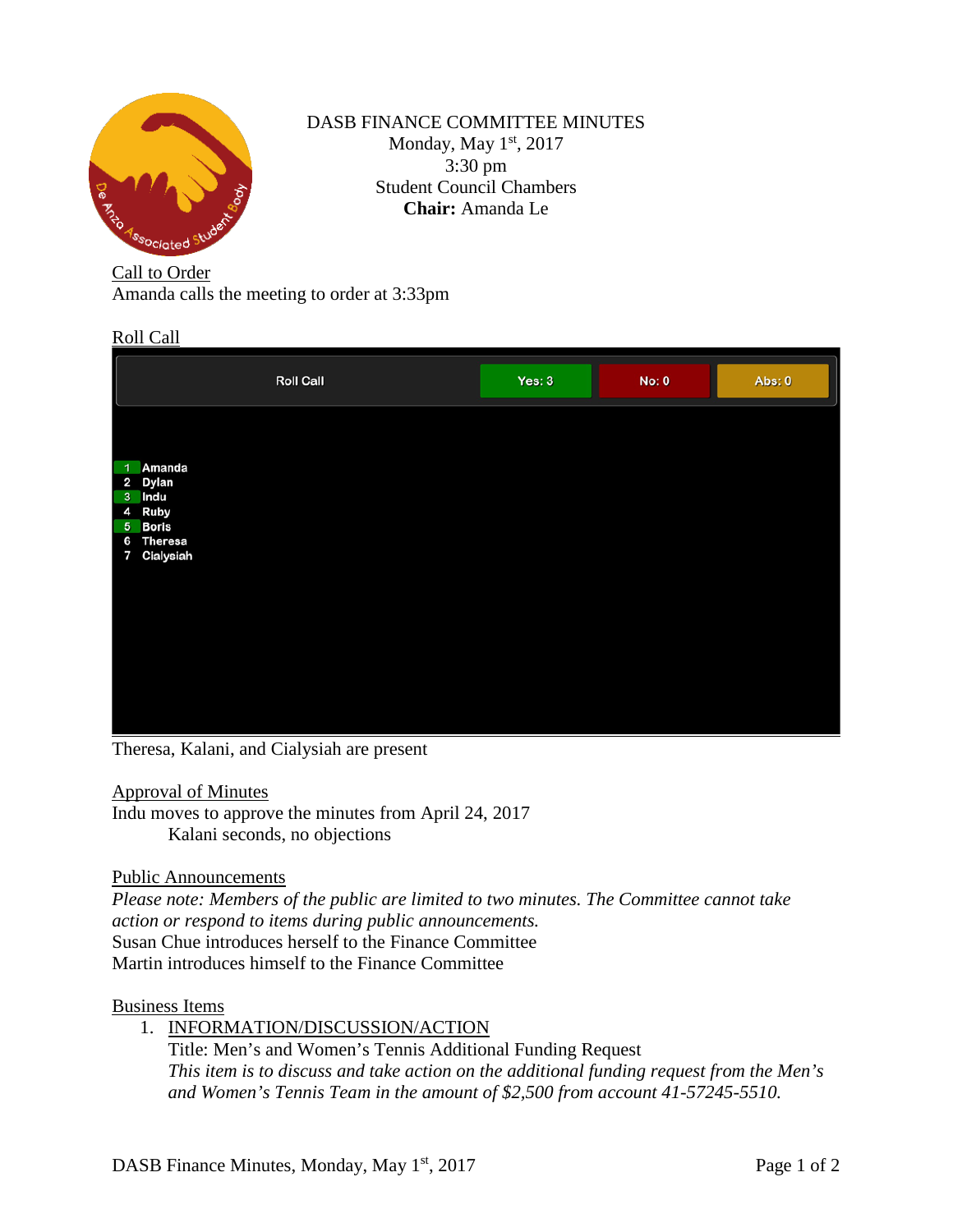# DASB FINANCE COMMITTEE MINUTES

Monday, May 1st, 2017
3:30 pm
Student Council Chambers
**Chair:** Amanda Le

Call to Order

Amanda calls the meeting to order at 3:33pm

Roll Call

| Roll Call | Yes: 3 | No: 0 | Abs: 0 |
|---|---|---|---|

1 Amanda
2 Dylan
3 Indu
4 Ruby
5 Boris
6 Theresa
7 Cialysiah

Theresa, Kalani, and Cialysiah are present

Approval of Minutes

Indu moves to approve the minutes from April 24, 2017

Kalani seconds, no objections

Public Announcements

*Please note: Members of the public are limited to two minutes. The Committee cannot take action or respond to items during public announcements.*

Susan Chue introduces herself to the Finance Committee

Martin introduces himself to the Finance Committee

Business Items

1. INFORMATION/DISCUSSION/ACTION

   Title: Men's and Women's Tennis Additional Funding Request

   *This item is to discuss and take action on the additional funding request from the Men's and Women's Tennis Team in the amount of $2,500 from account 41-57245-5510.*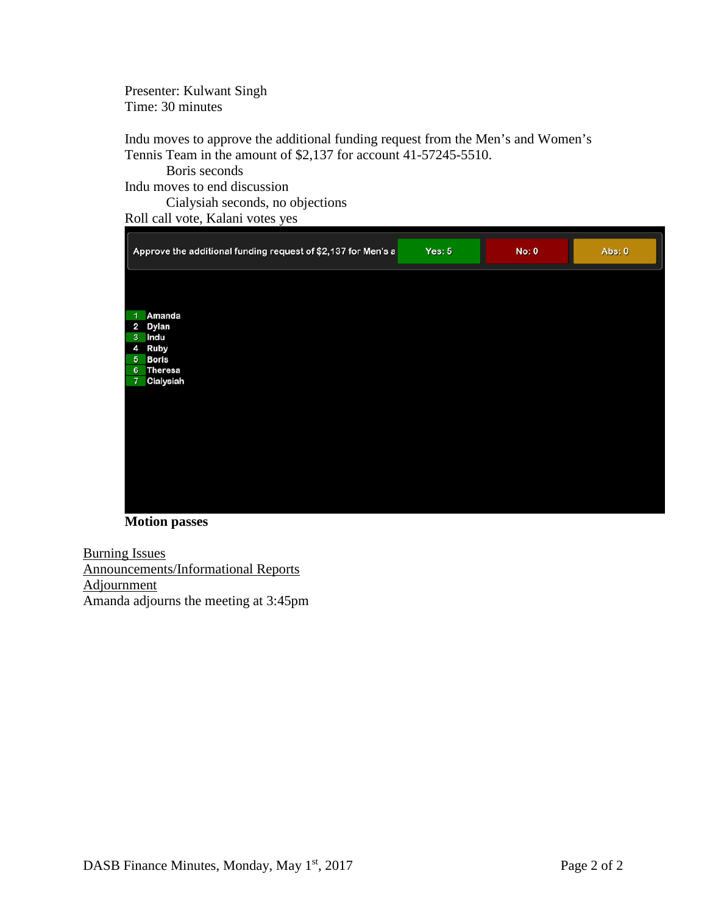Presenter: Kulwant Singh
Time: 30 minutes

Indu moves to approve the additional funding request from the Men's and Women's Tennis Team in the amount of $2,137 for account 41-57245-5510.

Boris seconds

Indu moves to end discussion

Cialysiah seconds, no objections

Roll call vote, Kalani votes yes

Approve the additional funding request of $2,137 for Men's a

Yes: 5

No: 0

Abs: 0

1 Amanda
2 Dylan
3 Indu
4 Ruby
5 Boris
6 Theresa
7 Cialysiah

**Motion passes**

<u>Burning Issues</u>

<u>Announcements/Informational Reports</u>

<u>Adjournment</u>

Amanda adjourns the meeting at 3:45pm